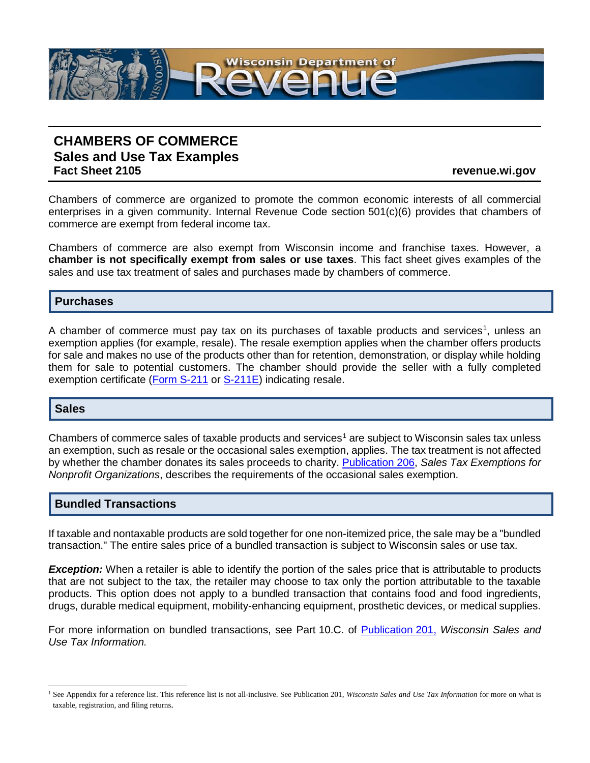# CHAMBERS OF COMMERCE
## Sales and Use Tax Examples
**Fact Sheet 2105** **revenue.wi.gov**

Chambers of commerce are organized to promote the common economic interests of all commercial enterprises in a given community. Internal Revenue Code section 501(c)(6) provides that chambers of commerce are exempt from federal income tax.

Chambers of commerce are also exempt from Wisconsin income and franchise taxes. However, a **chamber is not specifically exempt from sales or use taxes**. This fact sheet gives examples of the sales and use tax treatment of sales and purchases made by chambers of commerce.

## Purchases

A chamber of commerce must pay tax on its purchases of taxable products and services[1], unless an exemption applies (for example, resale). The resale exemption applies when the chamber offers products for sale and makes no use of the products other than for retention, demonstration, or display while holding them for sale to potential customers. The chamber should provide the seller with a fully completed exemption certificate (Form S-211 or S-211E) indicating resale.

## Sales

Chambers of commerce sales of taxable products and services[1] are subject to Wisconsin sales tax unless an exemption, such as resale or the occasional sales exemption, applies. The tax treatment is not affected by whether the chamber donates its sales proceeds to charity. Publication 206, *Sales Tax Exemptions for Nonprofit Organizations*, describes the requirements of the occasional sales exemption.

## Bundled Transactions

If taxable and nontaxable products are sold together for one non-itemized price, the sale may be a "bundled transaction." The entire sales price of a bundled transaction is subject to Wisconsin sales or use tax.

***Exception:*** When a retailer is able to identify the portion of the sales price that is attributable to products that are not subject to the tax, the retailer may choose to tax only the portion attributable to the taxable products. This option does not apply to a bundled transaction that contains food and food ingredients, drugs, durable medical equipment, mobility-enhancing equipment, prosthetic devices, or medical supplies.

For more information on bundled transactions, see Part 10.C. of Publication 201, *Wisconsin Sales and Use Tax Information.*

---

[1] See Appendix for a reference list. This reference list is not all-inclusive. See Publication 201, *Wisconsin Sales and Use Tax Information* for more on what is taxable, registration, and filing returns.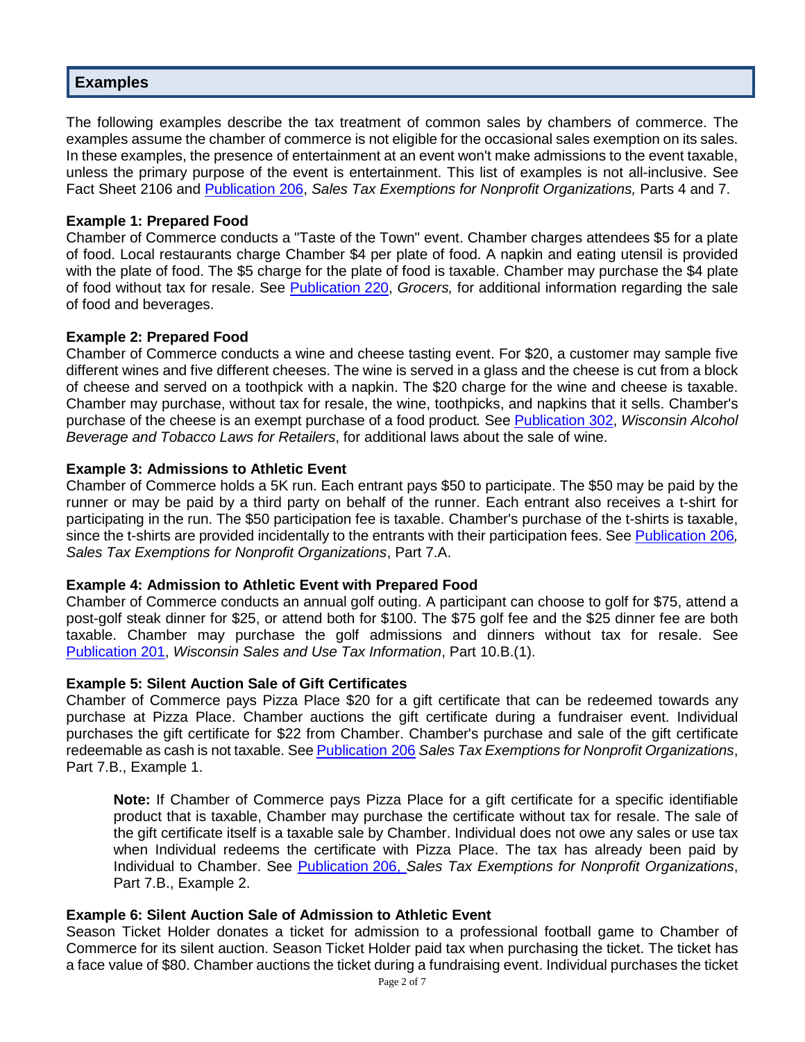## Examples

The following examples describe the tax treatment of common sales by chambers of commerce. The examples assume the chamber of commerce is not eligible for the occasional sales exemption on its sales. In these examples, the presence of entertainment at an event won't make admissions to the event taxable, unless the primary purpose of the event is entertainment. This list of examples is not all-inclusive. See Fact Sheet 2106 and Publication 206, *Sales Tax Exemptions for Nonprofit Organizations,* Parts 4 and 7.

**Example 1: Prepared Food**
Chamber of Commerce conducts a "Taste of the Town" event. Chamber charges attendees $5 for a plate of food. Local restaurants charge Chamber $4 per plate of food. A napkin and eating utensil is provided with the plate of food. The $5 charge for the plate of food is taxable. Chamber may purchase the $4 plate of food without tax for resale. See Publication 220, *Grocers,* for additional information regarding the sale of food and beverages.

**Example 2: Prepared Food**
Chamber of Commerce conducts a wine and cheese tasting event. For $20, a customer may sample five different wines and five different cheeses. The wine is served in a glass and the cheese is cut from a block of cheese and served on a toothpick with a napkin. The $20 charge for the wine and cheese is taxable. Chamber may purchase, without tax for resale, the wine, toothpicks, and napkins that it sells. Chamber's purchase of the cheese is an exempt purchase of a food product. See Publication 302, *Wisconsin Alcohol Beverage and Tobacco Laws for Retailers*, for additional laws about the sale of wine.

**Example 3: Admissions to Athletic Event**
Chamber of Commerce holds a 5K run. Each entrant pays $50 to participate. The $50 may be paid by the runner or may be paid by a third party on behalf of the runner. Each entrant also receives a t-shirt for participating in the run. The $50 participation fee is taxable. Chamber's purchase of the t-shirts is taxable, since the t-shirts are provided incidentally to the entrants with their participation fees. See Publication 206*, Sales Tax Exemptions for Nonprofit Organizations*, Part 7.A.

**Example 4: Admission to Athletic Event with Prepared Food**
Chamber of Commerce conducts an annual golf outing. A participant can choose to golf for $75, attend a post-golf steak dinner for $25, or attend both for $100. The $75 golf fee and the $25 dinner fee are both taxable. Chamber may purchase the golf admissions and dinners without tax for resale. See Publication 201, *Wisconsin Sales and Use Tax Information*, Part 10.B.(1).

**Example 5: Silent Auction Sale of Gift Certificates**
Chamber of Commerce pays Pizza Place $20 for a gift certificate that can be redeemed towards any purchase at Pizza Place. Chamber auctions the gift certificate during a fundraiser event. Individual purchases the gift certificate for $22 from Chamber. Chamber's purchase and sale of the gift certificate redeemable as cash is not taxable. See Publication 206 *Sales Tax Exemptions for Nonprofit Organizations*, Part 7.B., Example 1.

> **Note:** If Chamber of Commerce pays Pizza Place for a gift certificate for a specific identifiable product that is taxable, Chamber may purchase the certificate without tax for resale. The sale of the gift certificate itself is a taxable sale by Chamber. Individual does not owe any sales or use tax when Individual redeems the certificate with Pizza Place. The tax has already been paid by Individual to Chamber. See Publication 206, *Sales Tax Exemptions for Nonprofit Organizations*, Part 7.B., Example 2.

**Example 6: Silent Auction Sale of Admission to Athletic Event**
Season Ticket Holder donates a ticket for admission to a professional football game to Chamber of Commerce for its silent auction. Season Ticket Holder paid tax when purchasing the ticket. The ticket has a face value of $80. Chamber auctions the ticket during a fundraising event. Individual purchases the ticket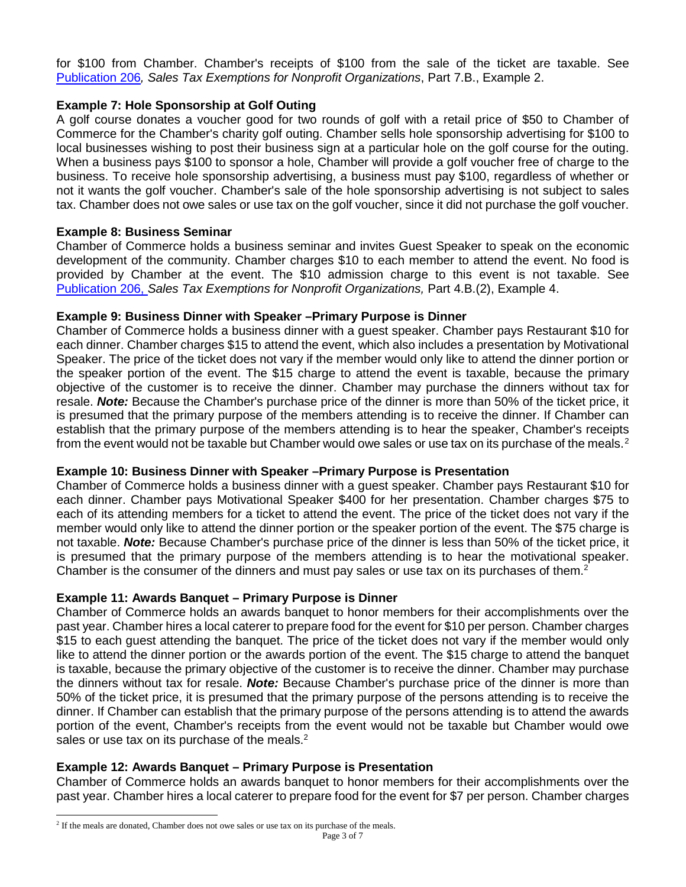for $100 from Chamber. Chamber's receipts of $100 from the sale of the ticket are taxable. See Publication 206*, Sales Tax Exemptions for Nonprofit Organizations*, Part 7.B., Example 2.

**Example 7: Hole Sponsorship at Golf Outing**

A golf course donates a voucher good for two rounds of golf with a retail price of $50 to Chamber of Commerce for the Chamber's charity golf outing. Chamber sells hole sponsorship advertising for $100 to local businesses wishing to post their business sign at a particular hole on the golf course for the outing. When a business pays $100 to sponsor a hole, Chamber will provide a golf voucher free of charge to the business. To receive hole sponsorship advertising, a business must pay $100, regardless of whether or not it wants the golf voucher. Chamber's sale of the hole sponsorship advertising is not subject to sales tax. Chamber does not owe sales or use tax on the golf voucher, since it did not purchase the golf voucher.

**Example 8: Business Seminar**

Chamber of Commerce holds a business seminar and invites Guest Speaker to speak on the economic development of the community. Chamber charges $10 to each member to attend the event. No food is provided by Chamber at the event. The $10 admission charge to this event is not taxable. See Publication 206, *Sales Tax Exemptions for Nonprofit Organizations,* Part 4.B.(2), Example 4.

**Example 9: Business Dinner with Speaker –Primary Purpose is Dinner**

Chamber of Commerce holds a business dinner with a guest speaker. Chamber pays Restaurant $10 for each dinner. Chamber charges $15 to attend the event, which also includes a presentation by Motivational Speaker. The price of the ticket does not vary if the member would only like to attend the dinner portion or the speaker portion of the event. The $15 charge to attend the event is taxable, because the primary objective of the customer is to receive the dinner. Chamber may purchase the dinners without tax for resale. ***Note:*** Because the Chamber's purchase price of the dinner is more than 50% of the ticket price, it is presumed that the primary purpose of the members attending is to receive the dinner. If Chamber can establish that the primary purpose of the members attending is to hear the speaker, Chamber's receipts from the event would not be taxable but Chamber would owe sales or use tax on its purchase of the meals.[2]

**Example 10: Business Dinner with Speaker –Primary Purpose is Presentation**

Chamber of Commerce holds a business dinner with a guest speaker. Chamber pays Restaurant $10 for each dinner. Chamber pays Motivational Speaker $400 for her presentation. Chamber charges $75 to each of its attending members for a ticket to attend the event. The price of the ticket does not vary if the member would only like to attend the dinner portion or the speaker portion of the event. The $75 charge is not taxable. ***Note:*** Because Chamber's purchase price of the dinner is less than 50% of the ticket price, it is presumed that the primary purpose of the members attending is to hear the motivational speaker. Chamber is the consumer of the dinners and must pay sales or use tax on its purchases of them.[2]

**Example 11: Awards Banquet – Primary Purpose is Dinner**

Chamber of Commerce holds an awards banquet to honor members for their accomplishments over the past year. Chamber hires a local caterer to prepare food for the event for $10 per person. Chamber charges $15 to each guest attending the banquet. The price of the ticket does not vary if the member would only like to attend the dinner portion or the awards portion of the event. The $15 charge to attend the banquet is taxable, because the primary objective of the customer is to receive the dinner. Chamber may purchase the dinners without tax for resale. ***Note:*** Because Chamber's purchase price of the dinner is more than 50% of the ticket price, it is presumed that the primary purpose of the persons attending is to receive the dinner. If Chamber can establish that the primary purpose of the persons attending is to attend the awards portion of the event, Chamber's receipts from the event would not be taxable but Chamber would owe sales or use tax on its purchase of the meals.[2]

**Example 12: Awards Banquet – Primary Purpose is Presentation**

Chamber of Commerce holds an awards banquet to honor members for their accomplishments over the past year. Chamber hires a local caterer to prepare food for the event for $7 per person. Chamber charges

[2] If the meals are donated, Chamber does not owe sales or use tax on its purchase of the meals.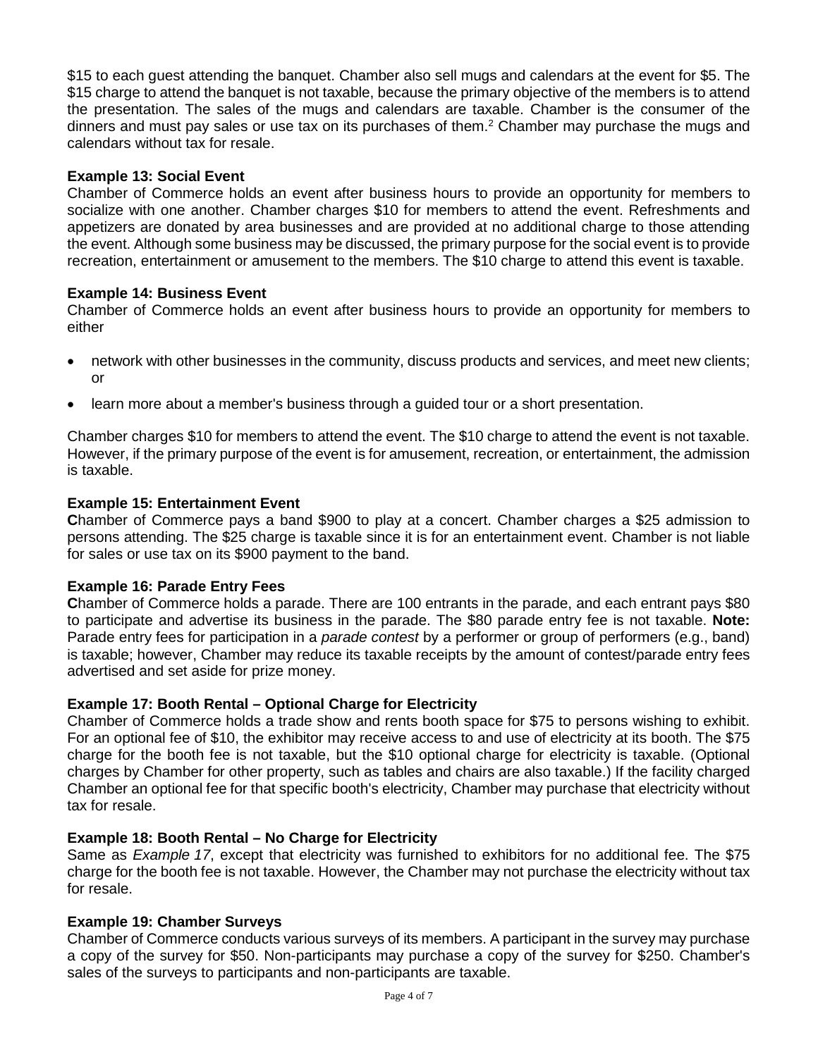$15 to each guest attending the banquet. Chamber also sell mugs and calendars at the event for $5. The $15 charge to attend the banquet is not taxable, because the primary objective of the members is to attend the presentation. The sales of the mugs and calendars are taxable. Chamber is the consumer of the dinners and must pay sales or use tax on its purchases of them.[2] Chamber may purchase the mugs and calendars without tax for resale.

**Example 13: Social Event**

Chamber of Commerce holds an event after business hours to provide an opportunity for members to socialize with one another. Chamber charges $10 for members to attend the event. Refreshments and appetizers are donated by area businesses and are provided at no additional charge to those attending the event. Although some business may be discussed, the primary purpose for the social event is to provide recreation, entertainment or amusement to the members. The $10 charge to attend this event is taxable.

**Example 14: Business Event**

Chamber of Commerce holds an event after business hours to provide an opportunity for members to either

- network with other businesses in the community, discuss products and services, and meet new clients; or
- learn more about a member's business through a guided tour or a short presentation.

Chamber charges $10 for members to attend the event. The $10 charge to attend the event is not taxable. However, if the primary purpose of the event is for amusement, recreation, or entertainment, the admission is taxable.

**Example 15: Entertainment Event**

Chamber of Commerce pays a band $900 to play at a concert. Chamber charges a $25 admission to persons attending. The $25 charge is taxable since it is for an entertainment event. Chamber is not liable for sales or use tax on its $900 payment to the band.

**Example 16: Parade Entry Fees**

Chamber of Commerce holds a parade. There are 100 entrants in the parade, and each entrant pays $80 to participate and advertise its business in the parade. The $80 parade entry fee is not taxable. **Note:** Parade entry fees for participation in a *parade contest* by a performer or group of performers (e.g., band) is taxable; however, Chamber may reduce its taxable receipts by the amount of contest/parade entry fees advertised and set aside for prize money.

**Example 17: Booth Rental – Optional Charge for Electricity**

Chamber of Commerce holds a trade show and rents booth space for $75 to persons wishing to exhibit. For an optional fee of $10, the exhibitor may receive access to and use of electricity at its booth. The $75 charge for the booth fee is not taxable, but the $10 optional charge for electricity is taxable. (Optional charges by Chamber for other property, such as tables and chairs are also taxable.) If the facility charged Chamber an optional fee for that specific booth's electricity, Chamber may purchase that electricity without tax for resale.

**Example 18: Booth Rental – No Charge for Electricity**

Same as *Example 17*, except that electricity was furnished to exhibitors for no additional fee. The $75 charge for the booth fee is not taxable. However, the Chamber may not purchase the electricity without tax for resale.

**Example 19: Chamber Surveys**

Chamber of Commerce conducts various surveys of its members. A participant in the survey may purchase a copy of the survey for $50. Non-participants may purchase a copy of the survey for $250. Chamber's sales of the surveys to participants and non-participants are taxable.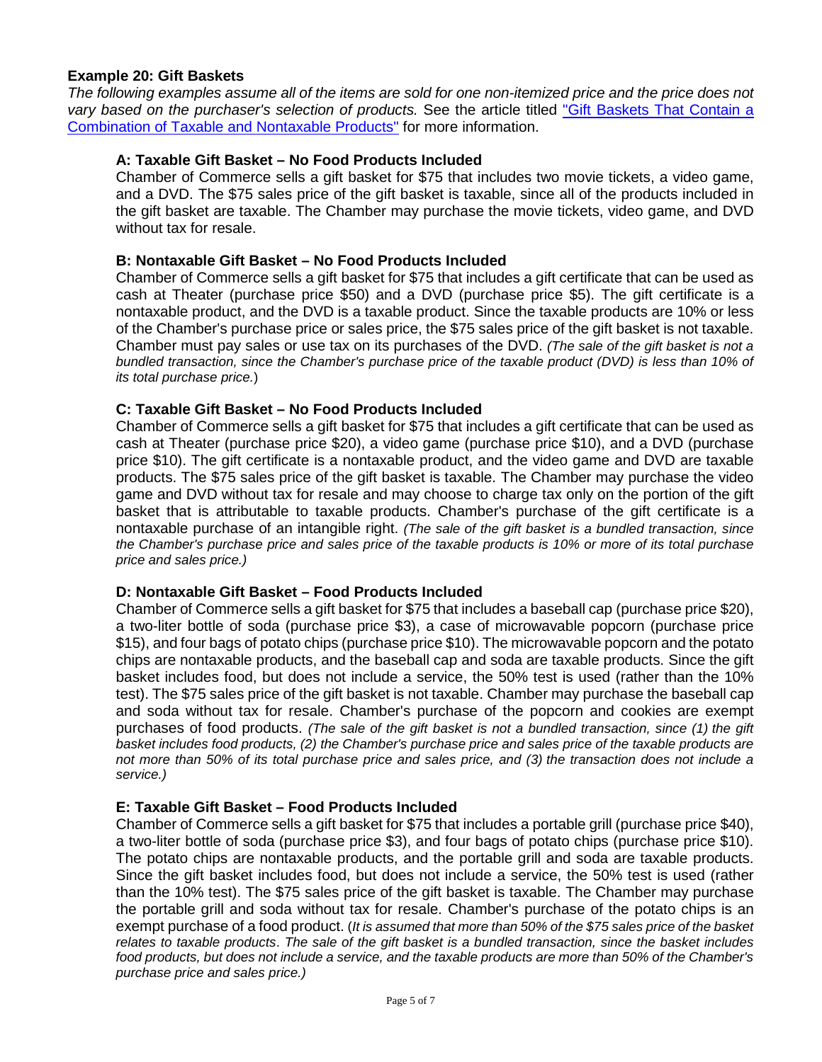### Example 20: Gift Baskets

*The following examples assume all of the items are sold for one non-itemized price and the price does not vary based on the purchaser's selection of products.* See the article titled "Gift Baskets That Contain a Combination of Taxable and Nontaxable Products" for more information.

#### A: Taxable Gift Basket – No Food Products Included

Chamber of Commerce sells a gift basket for $75 that includes two movie tickets, a video game, and a DVD. The $75 sales price of the gift basket is taxable, since all of the products included in the gift basket are taxable. The Chamber may purchase the movie tickets, video game, and DVD without tax for resale.

#### B: Nontaxable Gift Basket – No Food Products Included

Chamber of Commerce sells a gift basket for $75 that includes a gift certificate that can be used as cash at Theater (purchase price $50) and a DVD (purchase price $5). The gift certificate is a nontaxable product, and the DVD is a taxable product. Since the taxable products are 10% or less of the Chamber's purchase price or sales price, the $75 sales price of the gift basket is not taxable. Chamber must pay sales or use tax on its purchases of the DVD. *(The sale of the gift basket is not a bundled transaction, since the Chamber's purchase price of the taxable product (DVD) is less than 10% of its total purchase price.)*

#### C: Taxable Gift Basket – No Food Products Included

Chamber of Commerce sells a gift basket for $75 that includes a gift certificate that can be used as cash at Theater (purchase price $20), a video game (purchase price $10), and a DVD (purchase price $10). The gift certificate is a nontaxable product, and the video game and DVD are taxable products. The $75 sales price of the gift basket is taxable. The Chamber may purchase the video game and DVD without tax for resale and may choose to charge tax only on the portion of the gift basket that is attributable to taxable products. Chamber's purchase of the gift certificate is a nontaxable purchase of an intangible right. *(The sale of the gift basket is a bundled transaction, since the Chamber's purchase price and sales price of the taxable products is 10% or more of its total purchase price and sales price.)*

#### D: Nontaxable Gift Basket – Food Products Included

Chamber of Commerce sells a gift basket for $75 that includes a baseball cap (purchase price $20), a two-liter bottle of soda (purchase price $3), a case of microwavable popcorn (purchase price $15), and four bags of potato chips (purchase price $10). The microwavable popcorn and the potato chips are nontaxable products, and the baseball cap and soda are taxable products. Since the gift basket includes food, but does not include a service, the 50% test is used (rather than the 10% test). The $75 sales price of the gift basket is not taxable. Chamber may purchase the baseball cap and soda without tax for resale. Chamber's purchase of the popcorn and cookies are exempt purchases of food products. *(The sale of the gift basket is not a bundled transaction, since (1) the gift basket includes food products, (2) the Chamber's purchase price and sales price of the taxable products are not more than 50% of its total purchase price and sales price, and (3) the transaction does not include a service.)*

#### E: Taxable Gift Basket – Food Products Included

Chamber of Commerce sells a gift basket for $75 that includes a portable grill (purchase price $40), a two-liter bottle of soda (purchase price $3), and four bags of potato chips (purchase price $10). The potato chips are nontaxable products, and the portable grill and soda are taxable products. Since the gift basket includes food, but does not include a service, the 50% test is used (rather than the 10% test). The $75 sales price of the gift basket is taxable. The Chamber may purchase the portable grill and soda without tax for resale. Chamber's purchase of the potato chips is an exempt purchase of a food product. (*It is assumed that more than 50% of the $75 sales price of the basket relates to taxable products. The sale of the gift basket is a bundled transaction, since the basket includes food products, but does not include a service, and the taxable products are more than 50% of the Chamber's purchase price and sales price.)*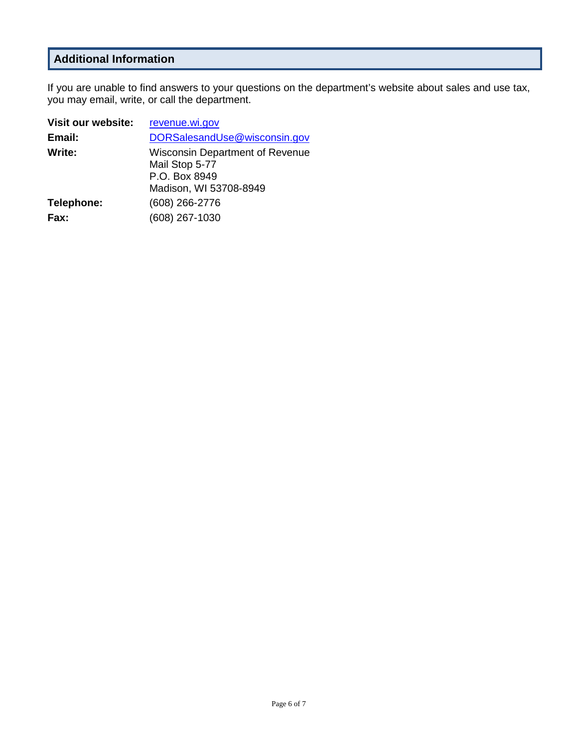## Additional Information

If you are unable to find answers to your questions on the department's website about sales and use tax, you may email, write, or call the department.

| | |
|---|---|
| **Visit our website:** | revenue.wi.gov |
| **Email:** | DORSalesandUse@wisconsin.gov |
| **Write:** | Wisconsin Department of Revenue<br>Mail Stop 5-77<br>P.O. Box 8949<br>Madison, WI 53708-8949 |
| **Telephone:** | (608) 266-2776 |
| **Fax:** | (608) 267-1030 |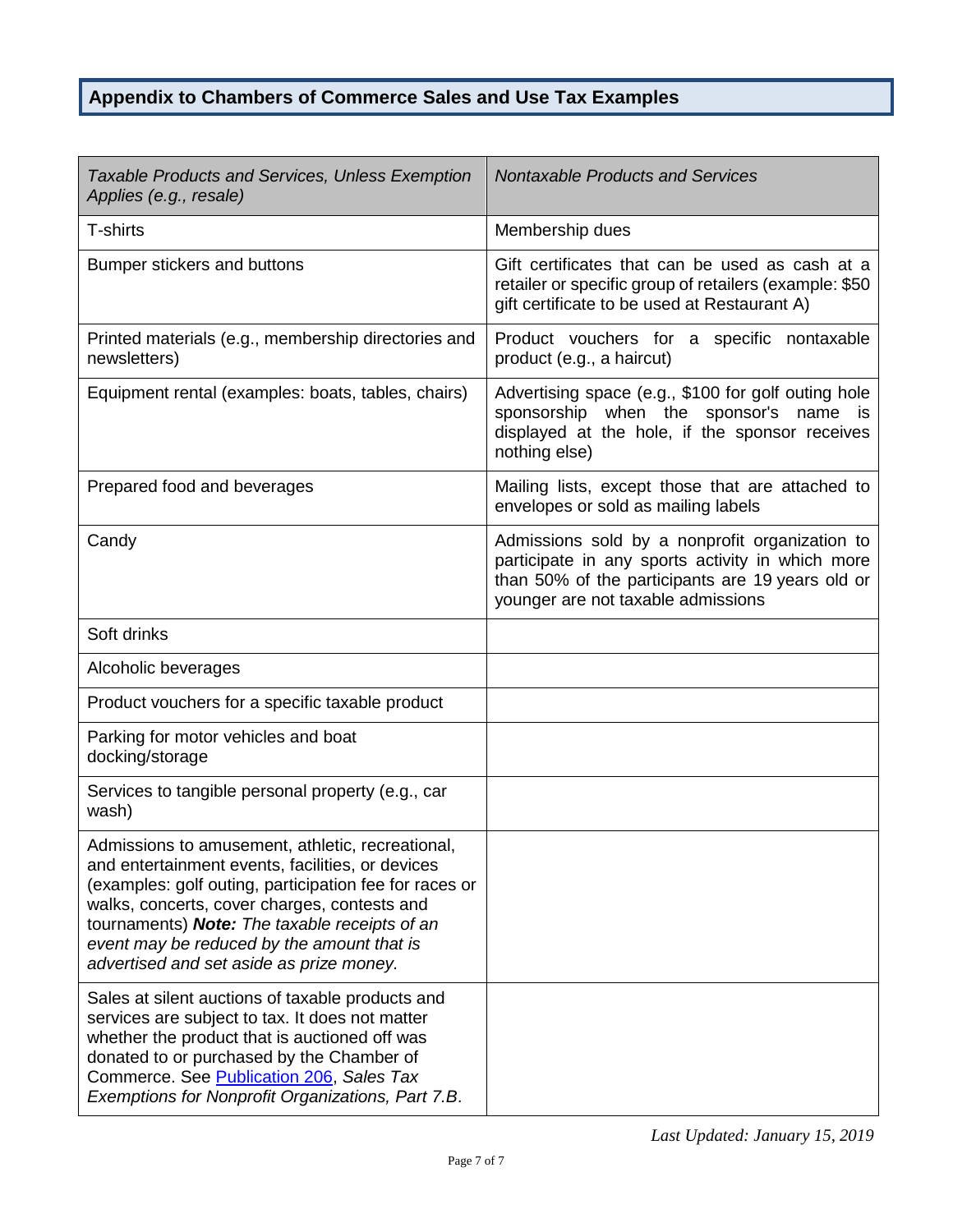## Appendix to Chambers of Commerce Sales and Use Tax Examples

| *Taxable Products and Services, Unless Exemption Applies (e.g., resale)* | *Nontaxable Products and Services* |
|---|---|
| T-shirts | Membership dues |
| Bumper stickers and buttons | Gift certificates that can be used as cash at a retailer or specific group of retailers (example: $50 gift certificate to be used at Restaurant A) |
| Printed materials (e.g., membership directories and newsletters) | Product vouchers for a specific nontaxable product (e.g., a haircut) |
| Equipment rental (examples: boats, tables, chairs) | Advertising space (e.g., $100 for golf outing hole sponsorship when the sponsor's name is displayed at the hole, if the sponsor receives nothing else) |
| Prepared food and beverages | Mailing lists, except those that are attached to envelopes or sold as mailing labels |
| Candy | Admissions sold by a nonprofit organization to participate in any sports activity in which more than 50% of the participants are 19 years old or younger are not taxable admissions |
| Soft drinks | |
| Alcoholic beverages | |
| Product vouchers for a specific taxable product | |
| Parking for motor vehicles and boat docking/storage | |
| Services to tangible personal property (e.g., car wash) | |
| Admissions to amusement, athletic, recreational, and entertainment events, facilities, or devices (examples: golf outing, participation fee for races or walks, concerts, cover charges, contests and tournaments) ***Note:*** *The taxable receipts of an event may be reduced by the amount that is advertised and set aside as prize money.* | |
| Sales at silent auctions of taxable products and services are subject to tax. It does not matter whether the product that is auctioned off was donated to or purchased by the Chamber of Commerce. See Publication 206, *Sales Tax Exemptions for Nonprofit Organizations, Part 7.B*. | |

*Last Updated: January 15, 2019*